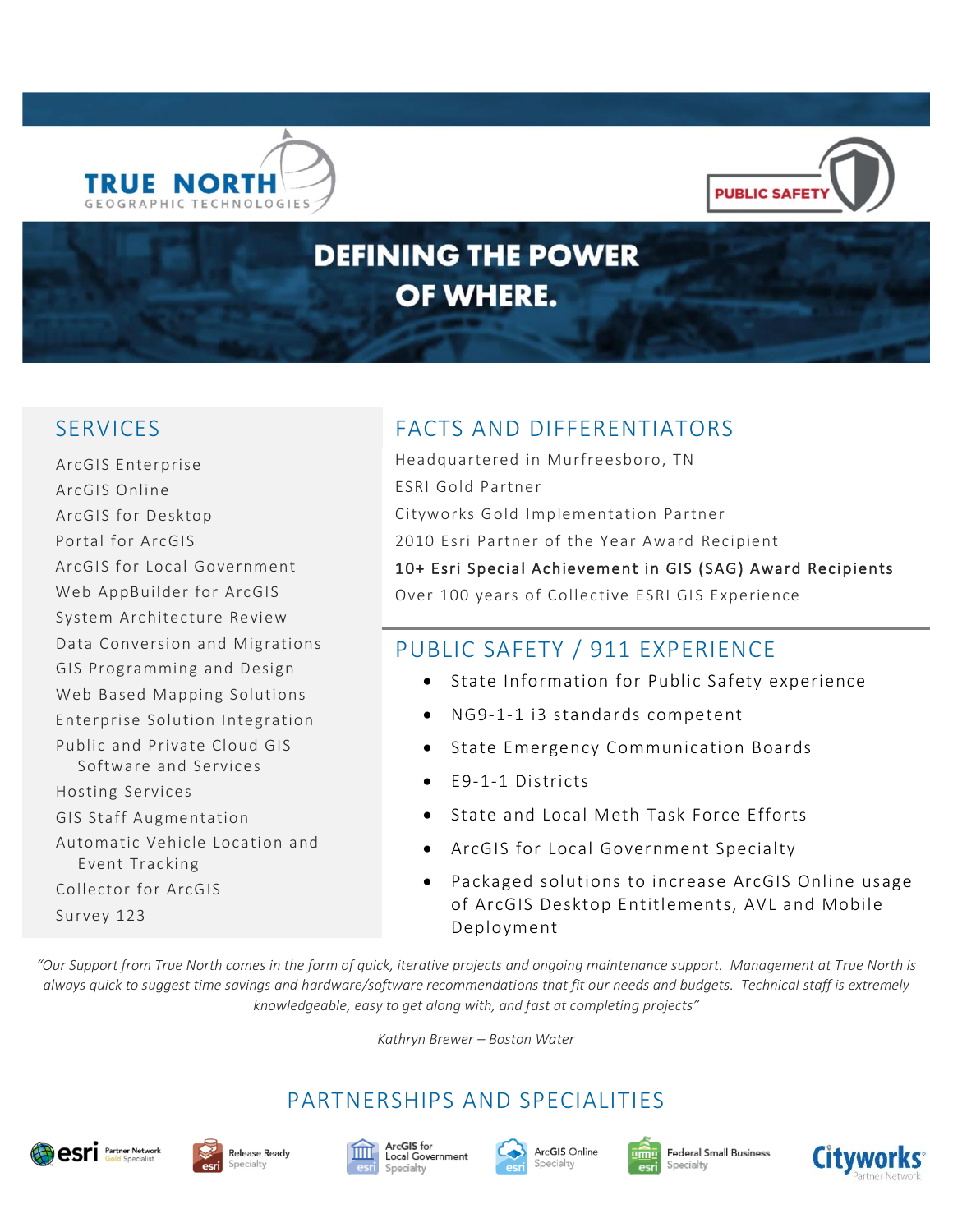# TRUE NORTH
GEOGRAPHIC TECHNOLOGIES

PUBLIC SAFETY

## DEFINING THE POWER OF WHERE.

## SERVICES

ArcGIS Enterprise
ArcGIS Online
ArcGIS for Desktop
Portal for ArcGIS
ArcGIS for Local Government
Web AppBuilder for ArcGIS
System Architecture Review
Data Conversion and Migrations
GIS Programming and Design
Web Based Mapping Solutions
Enterprise Solution Integration
Public and Private Cloud GIS Software and Services
Hosting Services
GIS Staff Augmentation
Automatic Vehicle Location and Event Tracking
Collector for ArcGIS
Survey 123

## FACTS AND DIFFERENTIATORS

Headquartered in Murfreesboro, TN
ESRI Gold Partner
Cityworks Gold Implementation Partner
2010 Esri Partner of the Year Award Recipient
10+ Esri Special Achievement in GIS (SAG) Award Recipients
Over 100 years of Collective ESRI GIS Experience

## PUBLIC SAFETY / 911 EXPERIENCE

- State Information for Public Safety experience
- NG9-1-1 i3 standards competent
- State Emergency Communication Boards
- E9-1-1 Districts
- State and Local Meth Task Force Efforts
- ArcGIS for Local Government Specialty
- Packaged solutions to increase ArcGIS Online usage of ArcGIS Desktop Entitlements, AVL and Mobile Deployment

*"Our Support from True North comes in the form of quick, iterative projects and ongoing maintenance support. Management at True North is always quick to suggest time savings and hardware/software recommendations that fit our needs and budgets. Technical staff is extremely knowledgeable, easy to get along with, and fast at completing projects"*

*Kathryn Brewer – Boston Water*

## PARTNERSHIPS AND SPECIALITIES

esri Partner Network Gold Specialist | Release Ready Specialty | ArcGIS for Local Government Specialty | ArcGIS Online Specialty | Federal Small Business Specialty | Cityworks Partner Network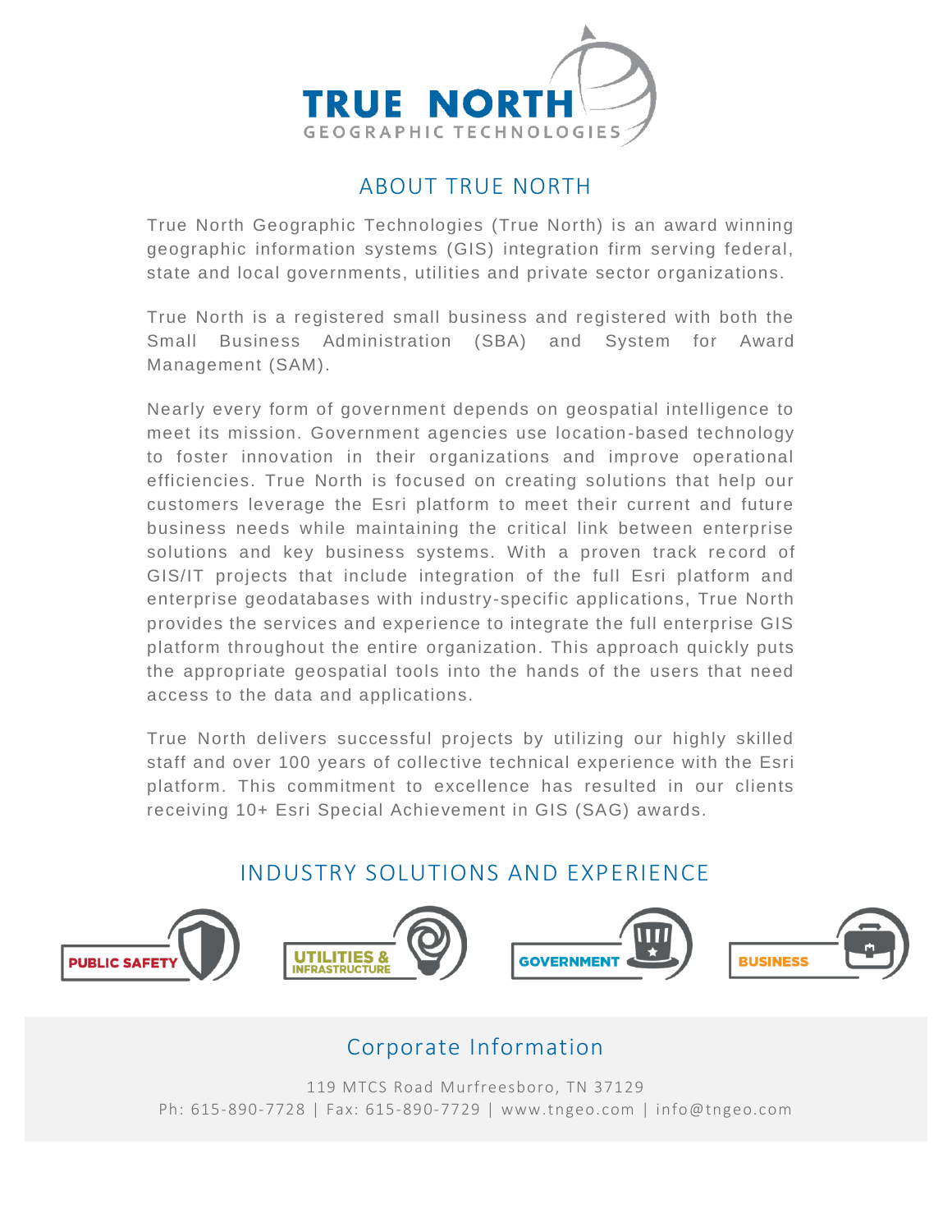TRUE NORTH
GEOGRAPHIC TECHNOLOGIES

## ABOUT TRUE NORTH

True North Geographic Technologies (True North) is an award winning geographic information systems (GIS) integration firm serving federal, state and local governments, utilities and private sector organizations.

True North is a registered small business and registered with both the Small Business Administration (SBA) and System for Award Management (SAM).

Nearly every form of government depends on geospatial intelligence to meet its mission. Government agencies use location-based technology to foster innovation in their organizations and improve operational efficiencies. True North is focused on creating solutions that help our customers leverage the Esri platform to meet their current and future business needs while maintaining the critical link between enterprise solutions and key business systems. With a proven track record of GIS/IT projects that include integration of the full Esri platform and enterprise geodatabases with industry-specific applications, True North provides the services and experience to integrate the full enterprise GIS platform throughout the entire organization. This approach quickly puts the appropriate geospatial tools into the hands of the users that need access to the data and applications.

True North delivers successful projects by utilizing our highly skilled staff and over 100 years of collective technical experience with the Esri platform. This commitment to excellence has resulted in our clients receiving 10+ Esri Special Achievement in GIS (SAG) awards.

## INDUSTRY SOLUTIONS AND EXPERIENCE

PUBLIC SAFETY

UTILITIES & INFRASTRUCTURE

GOVERNMENT

BUSINESS

## Corporate Information

119 MTCS Road Murfreesboro, TN 37129

Ph: 615-890-7728 | Fax: 615-890-7729 | www.tngeo.com | info@tngeo.com